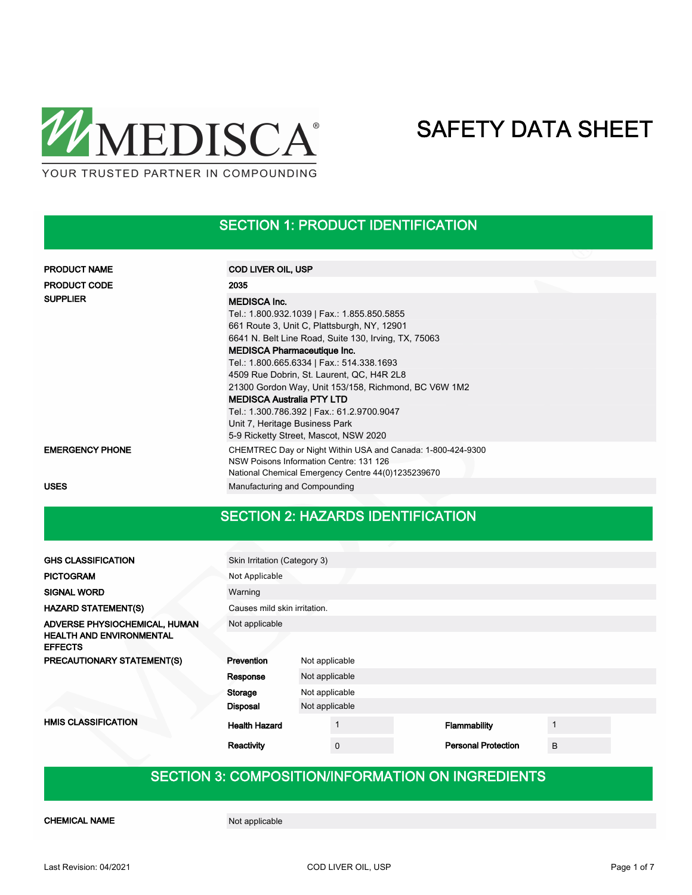MEDISCA®

YOUR TRUSTED PARTNER IN COMPOUNDING

# SAFETY DATA SHEET

## SECTION 1: PRODUCT IDENTIFICATION

| | |
|---|---|
| **PRODUCT NAME** | **COD LIVER OIL, USP** |
| **PRODUCT CODE** | **2035** |
| **SUPPLIER** | **MEDISCA Inc.**<br>Tel.: 1.800.932.1039 \| Fax.: 1.855.850.5855<br>661 Route 3, Unit C, Plattsburgh, NY, 12901<br>6641 N. Belt Line Road, Suite 130, Irving, TX, 75063<br>**MEDISCA Pharmaceutique Inc.**<br>Tel.: 1.800.665.6334 \| Fax.: 514.338.1693<br>4509 Rue Dobrin, St. Laurent, QC, H4R 2L8<br>21300 Gordon Way, Unit 153/158, Richmond, BC V6W 1M2<br>**MEDISCA Australia PTY LTD**<br>Tel.: 1.300.786.392 \| Fax.: 61.2.9700.9047<br>Unit 7, Heritage Business Park<br>5-9 Ricketty Street, Mascot, NSW 2020 |
| **EMERGENCY PHONE** | CHEMTREC Day or Night Within USA and Canada: 1-800-424-9300<br>NSW Poisons Information Centre: 131 126<br>National Chemical Emergency Centre 44(0)1235239670 |
| **USES** | Manufacturing and Compounding |

## SECTION 2: HAZARDS IDENTIFICATION

| | |
|---|---|
| **GHS CLASSIFICATION** | Skin Irritation (Category 3) |
| **PICTOGRAM** | Not Applicable |
| **SIGNAL WORD** | Warning |
| **HAZARD STATEMENT(S)** | Causes mild skin irritation. |
| **ADVERSE PHYSIOCHEMICAL, HUMAN HEALTH AND ENVIRONMENTAL EFFECTS** | Not applicable |

**PRECAUTIONARY STATEMENT(S)**

| | |
|---|---|
| **Prevention** | Not applicable |
| **Response** | Not applicable |
| **Storage** | Not applicable |
| **Disposal** | Not applicable |

**HMIS CLASSIFICATION**

| | | | |
|---|---|---|---|
| **Health Hazard** | 1 | **Flammability** | 1 |
| **Reactivity** | 0 | **Personal Protection** | B |

## SECTION 3: COMPOSITION/INFORMATION ON INGREDIENTS

| | |
|---|---|
| **CHEMICAL NAME** | Not applicable |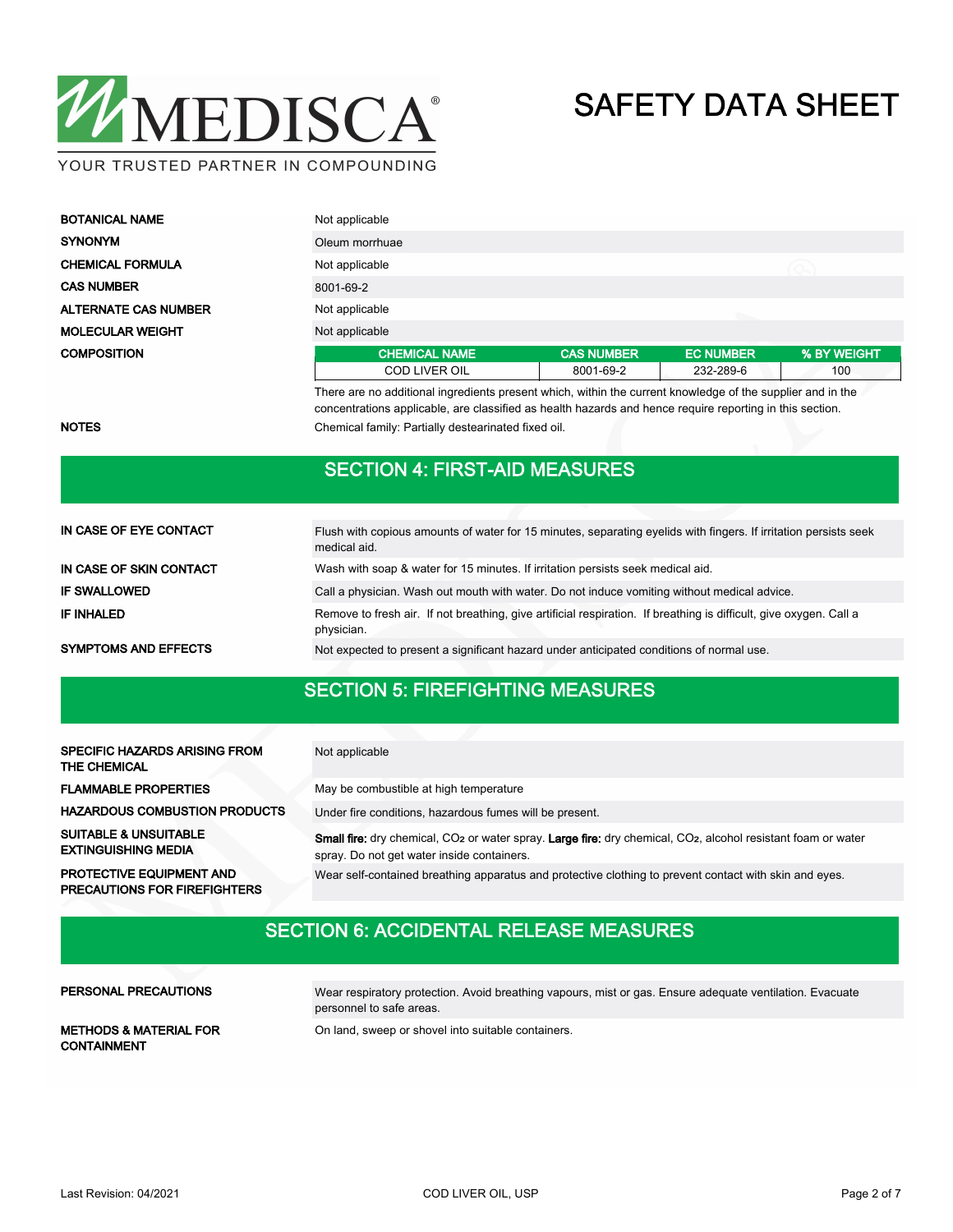# SAFETY DATA SHEET

| | |
|---|---|
| **BOTANICAL NAME** | Not applicable |
| **SYNONYM** | Oleum morrhuae |
| **CHEMICAL FORMULA** | Not applicable |
| **CAS NUMBER** | 8001-69-2 |
| **ALTERNATE CAS NUMBER** | Not applicable |
| **MOLECULAR WEIGHT** | Not applicable |

**COMPOSITION**

| CHEMICAL NAME | CAS NUMBER | EC NUMBER | % BY WEIGHT |
|---|---|---|---|
| COD LIVER OIL | 8001-69-2 | 232-289-6 | 100 |

There are no additional ingredients present which, within the current knowledge of the supplier and in the concentrations applicable, are classified as health hazards and hence require reporting in this section.

**NOTES**: Chemical family: Partially destearinated fixed oil.

## SECTION 4: FIRST-AID MEASURES

| | |
|---|---|
| **IN CASE OF EYE CONTACT** | Flush with copious amounts of water for 15 minutes, separating eyelids with fingers. If irritation persists seek medical aid. |
| **IN CASE OF SKIN CONTACT** | Wash with soap & water for 15 minutes. If irritation persists seek medical aid. |
| **IF SWALLOWED** | Call a physician. Wash out mouth with water. Do not induce vomiting without medical advice. |
| **IF INHALED** | Remove to fresh air. If not breathing, give artificial respiration. If breathing is difficult, give oxygen. Call a physician. |
| **SYMPTOMS AND EFFECTS** | Not expected to present a significant hazard under anticipated conditions of normal use. |

## SECTION 5: FIREFIGHTING MEASURES

| | |
|---|---|
| **SPECIFIC HAZARDS ARISING FROM THE CHEMICAL** | Not applicable |
| **FLAMMABLE PROPERTIES** | May be combustible at high temperature |
| **HAZARDOUS COMBUSTION PRODUCTS** | Under fire conditions, hazardous fumes will be present. |
| **SUITABLE & UNSUITABLE EXTINGUISHING MEDIA** | **Small fire:** dry chemical, $CO_2$ or water spray. **Large fire:** dry chemical, $CO_2$, alcohol resistant foam or water spray. Do not get water inside containers. |
| **PROTECTIVE EQUIPMENT AND PRECAUTIONS FOR FIREFIGHTERS** | Wear self-contained breathing apparatus and protective clothing to prevent contact with skin and eyes. |

## SECTION 6: ACCIDENTAL RELEASE MEASURES

| | |
|---|---|
| **PERSONAL PRECAUTIONS** | Wear respiratory protection. Avoid breathing vapours, mist or gas. Ensure adequate ventilation. Evacuate personnel to safe areas. |
| **METHODS & MATERIAL FOR CONTAINMENT** | On land, sweep or shovel into suitable containers. |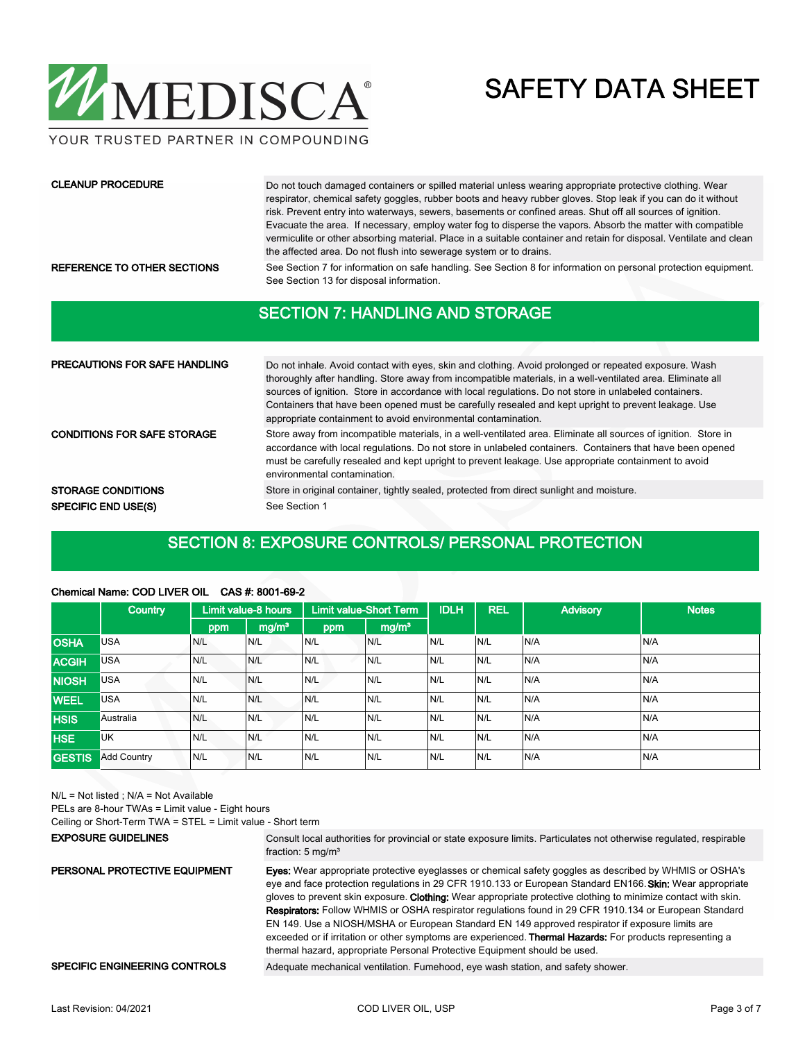**CLEANUP PROCEDURE**

Do not touch damaged containers or spilled material unless wearing appropriate protective clothing. Wear respirator, chemical safety goggles, rubber boots and heavy rubber gloves. Stop leak if you can do it without risk. Prevent entry into waterways, sewers, basements or confined areas. Shut off all sources of ignition. Evacuate the area. If necessary, employ water fog to disperse the vapors. Absorb the matter with compatible vermiculite or other absorbing material. Place in a suitable container and retain for disposal. Ventilate and clean the affected area. Do not flush into sewerage system or to drains.

**REFERENCE TO OTHER SECTIONS**

See Section 7 for information on safe handling. See Section 8 for information on personal protection equipment. See Section 13 for disposal information.

## SECTION 7: HANDLING AND STORAGE

**PRECAUTIONS FOR SAFE HANDLING**

Do not inhale. Avoid contact with eyes, skin and clothing. Avoid prolonged or repeated exposure. Wash thoroughly after handling. Store away from incompatible materials, in a well-ventilated area. Eliminate all sources of ignition. Store in accordance with local regulations. Do not store in unlabeled containers. Containers that have been opened must be carefully resealed and kept upright to prevent leakage. Use appropriate containment to avoid environmental contamination.

**CONDITIONS FOR SAFE STORAGE**

Store away from incompatible materials, in a well-ventilated area. Eliminate all sources of ignition. Store in accordance with local regulations. Do not store in unlabeled containers. Containers that have been opened must be carefully resealed and kept upright to prevent leakage. Use appropriate containment to avoid environmental contamination.

**STORAGE CONDITIONS**

Store in original container, tightly sealed, protected from direct sunlight and moisture.

**SPECIFIC END USE(S)**

See Section 1

## SECTION 8: EXPOSURE CONTROLS/ PERSONAL PROTECTION

**Chemical Name: COD LIVER OIL CAS #: 8001-69-2**

| | Country | Limit value-8 hours | | Limit value-Short Term | | IDLH | REL | Advisory | Notes |
|---|---|---|---|---|---|---|---|---|---|
| | | ppm | mg/m³ | ppm | mg/m³ | | | | |
| OSHA | USA | N/L | N/L | N/L | N/L | N/L | N/L | N/A | N/A |
| ACGIH | USA | N/L | N/L | N/L | N/L | N/L | N/L | N/A | N/A |
| NIOSH | USA | N/L | N/L | N/L | N/L | N/L | N/L | N/A | N/A |
| WEEL | USA | N/L | N/L | N/L | N/L | N/L | N/L | N/A | N/A |
| HSIS | Australia | N/L | N/L | N/L | N/L | N/L | N/L | N/A | N/A |
| HSE | UK | N/L | N/L | N/L | N/L | N/L | N/L | N/A | N/A |
| GESTIS | Add Country | N/L | N/L | N/L | N/L | N/L | N/L | N/A | N/A |

N/L = Not listed ; N/A = Not Available
PELs are 8-hour TWAs = Limit value - Eight hours
Ceiling or Short-Term TWA = STEL = Limit value - Short term

**EXPOSURE GUIDELINES**

Consult local authorities for provincial or state exposure limits. Particulates not otherwise regulated, respirable fraction: 5 mg/m³

**PERSONAL PROTECTIVE EQUIPMENT**

**Eyes:** Wear appropriate protective eyeglasses or chemical safety goggles as described by WHMIS or OSHA's eye and face protection regulations in 29 CFR 1910.133 or European Standard EN166. **Skin:** Wear appropriate gloves to prevent skin exposure. **Clothing:** Wear appropriate protective clothing to minimize contact with skin. **Respirators:** Follow WHMIS or OSHA respirator regulations found in 29 CFR 1910.134 or European Standard EN 149. Use a NIOSH/MSHA or European Standard EN 149 approved respirator if exposure limits are exceeded or if irritation or other symptoms are experienced. **Thermal Hazards:** For products representing a thermal hazard, appropriate Personal Protective Equipment should be used.

**SPECIFIC ENGINEERING CONTROLS**

Adequate mechanical ventilation. Fumehood, eye wash station, and safety shower.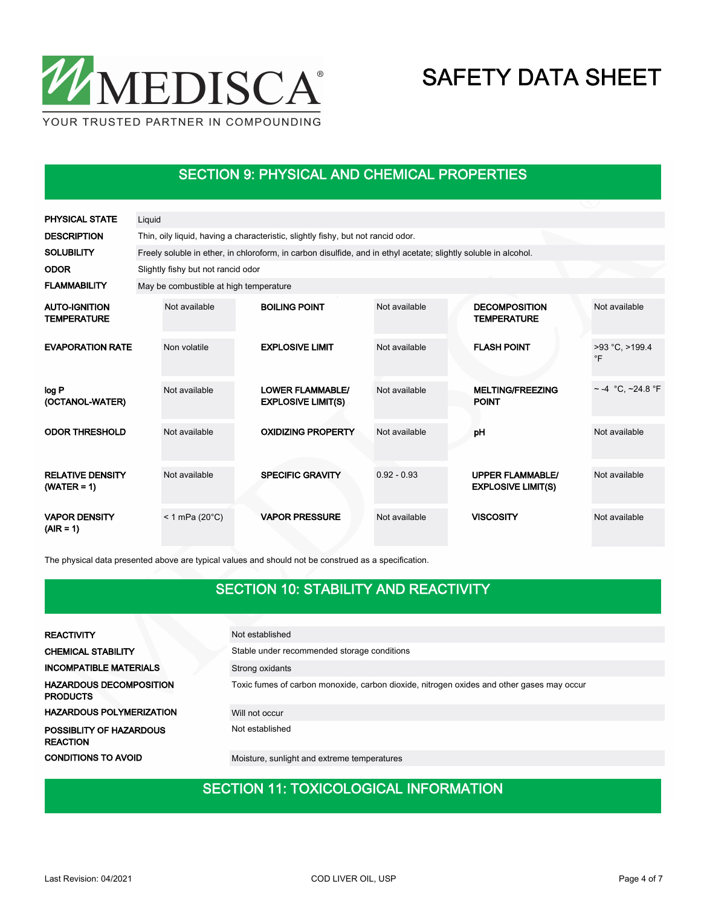## SECTION 9: PHYSICAL AND CHEMICAL PROPERTIES

| | |
|---|---|
| **PHYSICAL STATE** | Liquid |
| **DESCRIPTION** | Thin, oily liquid, having a characteristic, slightly fishy, but not rancid odor. |
| **SOLUBILITY** | Freely soluble in ether, in chloroform, in carbon disulfide, and in ethyl acetate; slightly soluble in alcohol. |
| **ODOR** | Slightly fishy but not rancid odor |
| **FLAMMABILITY** | May be combustible at high temperature |

| | | | | | |
|---|---|---|---|---|---|
| **AUTO-IGNITION TEMPERATURE** | Not available | **BOILING POINT** | Not available | **DECOMPOSITION TEMPERATURE** | Not available |
| **EVAPORATION RATE** | Non volatile | **EXPLOSIVE LIMIT** | Not available | **FLASH POINT** | >93 °C, >199.4 °F |
| **log P (OCTANOL-WATER)** | Not available | **LOWER FLAMMABLE/ EXPLOSIVE LIMIT(S)** | Not available | **MELTING/FREEZING POINT** | ~ -4 °C, ~24.8 °F |
| **ODOR THRESHOLD** | Not available | **OXIDIZING PROPERTY** | Not available | **pH** | Not available |
| **RELATIVE DENSITY (WATER = 1)** | Not available | **SPECIFIC GRAVITY** | 0.92 - 0.93 | **UPPER FLAMMABLE/ EXPLOSIVE LIMIT(S)** | Not available |
| **VAPOR DENSITY (AIR = 1)** | < 1 mPa (20°C) | **VAPOR PRESSURE** | Not available | **VISCOSITY** | Not available |

The physical data presented above are typical values and should not be construed as a specification.

## SECTION 10: STABILITY AND REACTIVITY

| | |
|---|---|
| **REACTIVITY** | Not established |
| **CHEMICAL STABILITY** | Stable under recommended storage conditions |
| **INCOMPATIBLE MATERIALS** | Strong oxidants |
| **HAZARDOUS DECOMPOSITION PRODUCTS** | Toxic fumes of carbon monoxide, carbon dioxide, nitrogen oxides and other gases may occur |
| **HAZARDOUS POLYMERIZATION** | Will not occur |
| **POSSIBLITY OF HAZARDOUS REACTION** | Not established |
| **CONDITIONS TO AVOID** | Moisture, sunlight and extreme temperatures |

## SECTION 11: TOXICOLOGICAL INFORMATION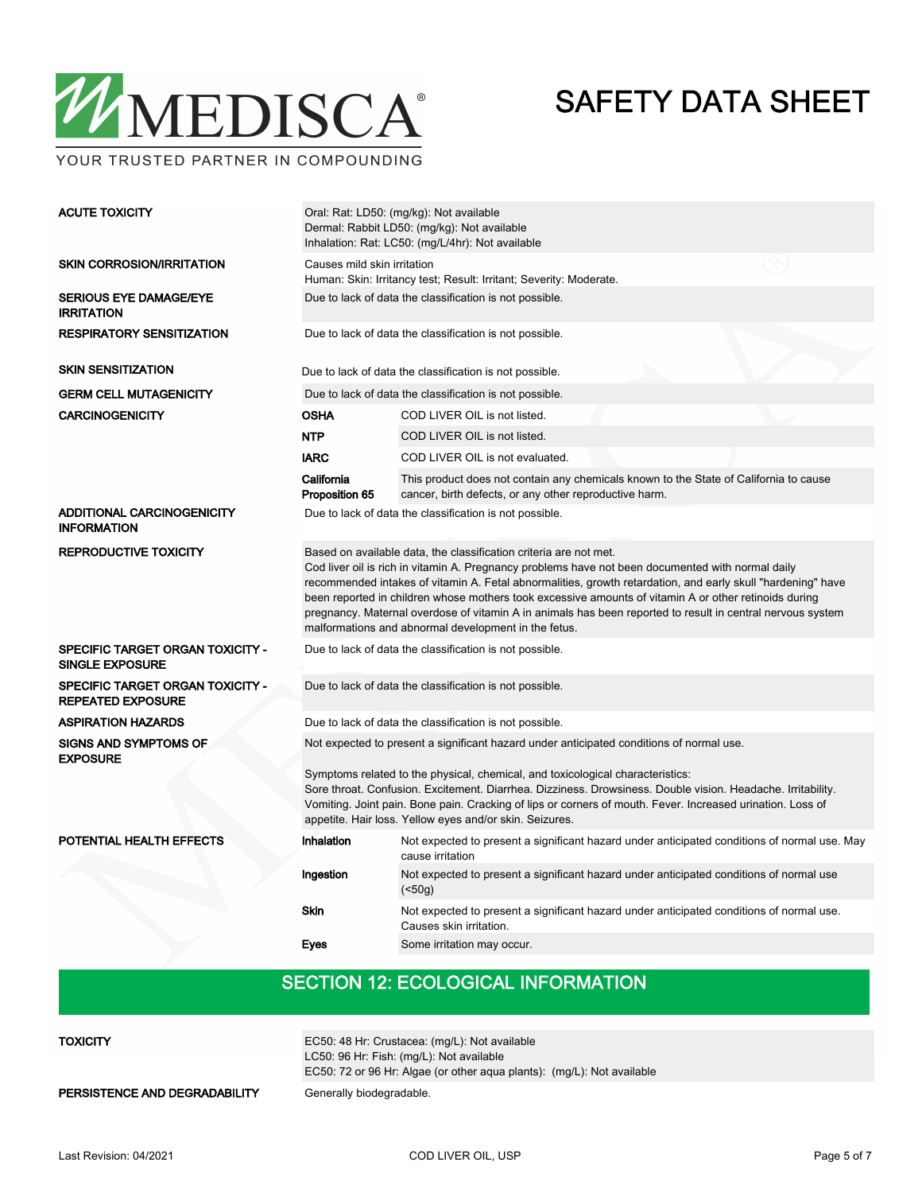| | | |
|---|---|---|
| **ACUTE TOXICITY** | Oral: Rat: LD50: (mg/kg): Not available<br>Dermal: Rabbit LD50: (mg/kg): Not available<br>Inhalation: Rat: LC50: (mg/L/4hr): Not available | |
| **SKIN CORROSION/IRRITATION** | Causes mild skin irritation<br>Human: Skin: Irritancy test; Result: Irritant; Severity: Moderate. | |
| **SERIOUS EYE DAMAGE/EYE IRRITATION** | Due to lack of data the classification is not possible. | |
| **RESPIRATORY SENSITIZATION** | Due to lack of data the classification is not possible. | |
| **SKIN SENSITIZATION** | Due to lack of data the classification is not possible. | |
| **GERM CELL MUTAGENICITY** | Due to lack of data the classification is not possible. | |
| **CARCINOGENICITY** | **OSHA** | COD LIVER OIL is not listed. |
| | **NTP** | COD LIVER OIL is not listed. |
| | **IARC** | COD LIVER OIL is not evaluated. |
| | **California Proposition 65** | This product does not contain any chemicals known to the State of California to cause cancer, birth defects, or any other reproductive harm. |
| **ADDITIONAL CARCINOGENICITY INFORMATION** | Due to lack of data the classification is not possible. | |
| **REPRODUCTIVE TOXICITY** | Based on available data, the classification criteria are not met.<br>Cod liver oil is rich in vitamin A. Pregnancy problems have not been documented with normal daily recommended intakes of vitamin A. Fetal abnormalities, growth retardation, and early skull "hardening" have been reported in children whose mothers took excessive amounts of vitamin A or other retinoids during pregnancy. Maternal overdose of vitamin A in animals has been reported to result in central nervous system malformations and abnormal development in the fetus. | |
| **SPECIFIC TARGET ORGAN TOXICITY - SINGLE EXPOSURE** | Due to lack of data the classification is not possible. | |
| **SPECIFIC TARGET ORGAN TOXICITY - REPEATED EXPOSURE** | Due to lack of data the classification is not possible. | |
| **ASPIRATION HAZARDS** | Due to lack of data the classification is not possible. | |
| **SIGNS AND SYMPTOMS OF EXPOSURE** | Not expected to present a significant hazard under anticipated conditions of normal use.<br><br>Symptoms related to the physical, chemical, and toxicological characteristics:<br>Sore throat. Confusion. Excitement. Diarrhea. Dizziness. Drowsiness. Double vision. Headache. Irritability. Vomiting. Joint pain. Bone pain. Cracking of lips or corners of mouth. Fever. Increased urination. Loss of appetite. Hair loss. Yellow eyes and/or skin. Seizures. | |
| **POTENTIAL HEALTH EFFECTS** | **Inhalation** | Not expected to present a significant hazard under anticipated conditions of normal use. May cause irritation |
| | **Ingestion** | Not expected to present a significant hazard under anticipated conditions of normal use (<50g) |
| | **Skin** | Not expected to present a significant hazard under anticipated conditions of normal use. Causes skin irritation. |
| | **Eyes** | Some irritation may occur. |

## SECTION 12: ECOLOGICAL INFORMATION

| | |
|---|---|
| **TOXICITY** | EC50: 48 Hr: Crustacea: (mg/L): Not available<br>LC50: 96 Hr: Fish: (mg/L): Not available<br>EC50: 72 or 96 Hr: Algae (or other aqua plants): (mg/L): Not available |
| **PERSISTENCE AND DEGRADABILITY** | Generally biodegradable. |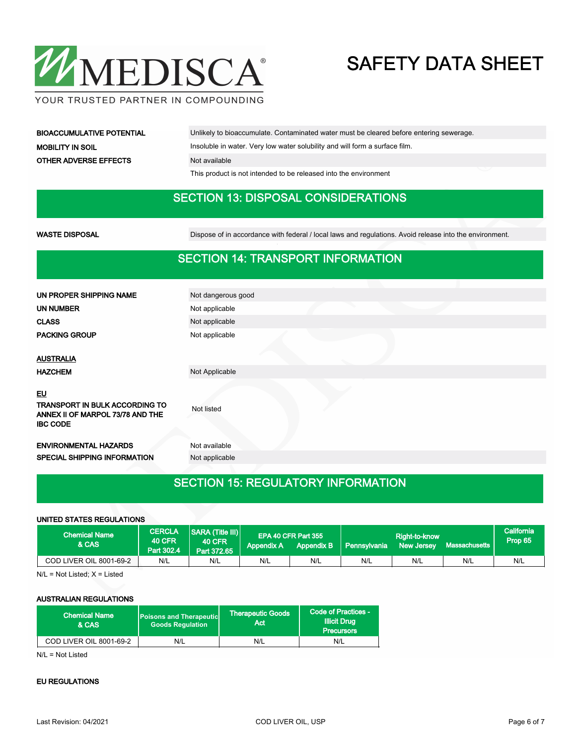| | |
|---|---|
| **BIOACCUMULATIVE POTENTIAL** | Unlikely to bioaccumulate. Contaminated water must be cleared before entering sewerage. |
| **MOBILITY IN SOIL** | Insoluble in water. Very low water solubility and will form a surface film. |
| **OTHER ADVERSE EFFECTS** | Not available |
| | This product is not intended to be released into the environment |

## SECTION 13: DISPOSAL CONSIDERATIONS

| | |
|---|---|
| **WASTE DISPOSAL** | Dispose of in accordance with federal / local laws and regulations. Avoid release into the environment. |

## SECTION 14: TRANSPORT INFORMATION

| | |
|---|---|
| **UN PROPER SHIPPING NAME** | Not dangerous good |
| **UN NUMBER** | Not applicable |
| **CLASS** | Not applicable |
| **PACKING GROUP** | Not applicable |

**AUSTRALIA**

| | |
|---|---|
| **HAZCHEM** | Not Applicable |

**EU**

| | |
|---|---|
| **TRANSPORT IN BULK ACCORDING TO ANNEX II OF MARPOL 73/78 AND THE IBC CODE** | Not listed |
| **ENVIRONMENTAL HAZARDS** | Not available |
| **SPECIAL SHIPPING INFORMATION** | Not applicable |

## SECTION 15: REGULATORY INFORMATION

**UNITED STATES REGULATIONS**

| Chemical Name & CAS | CERCLA 40 CFR Part 302.4 | SARA (Title III) 40 CFR Part 372.65 | EPA 40 CFR Part 355 Appendix A | EPA 40 CFR Part 355 Appendix B | Right-to-know Pennsylvania | Right-to-know New Jersey | Right-to-know Massachusetts | California Prop 65 |
|---|---|---|---|---|---|---|---|---|
| COD LIVER OIL 8001-69-2 | N/L | N/L | N/L | N/L | N/L | N/L | N/L | N/L |

N/L = Not Listed; X = Listed

**AUSTRALIAN REGULATIONS**

| Chemical Name & CAS | Poisons and Therapeutic Goods Regulation | Therapeutic Goods Act | Code of Practices - Illicit Drug Precursors |
|---|---|---|---|
| COD LIVER OIL 8001-69-2 | N/L | N/L | N/L |

N/L = Not Listed

**EU REGULATIONS**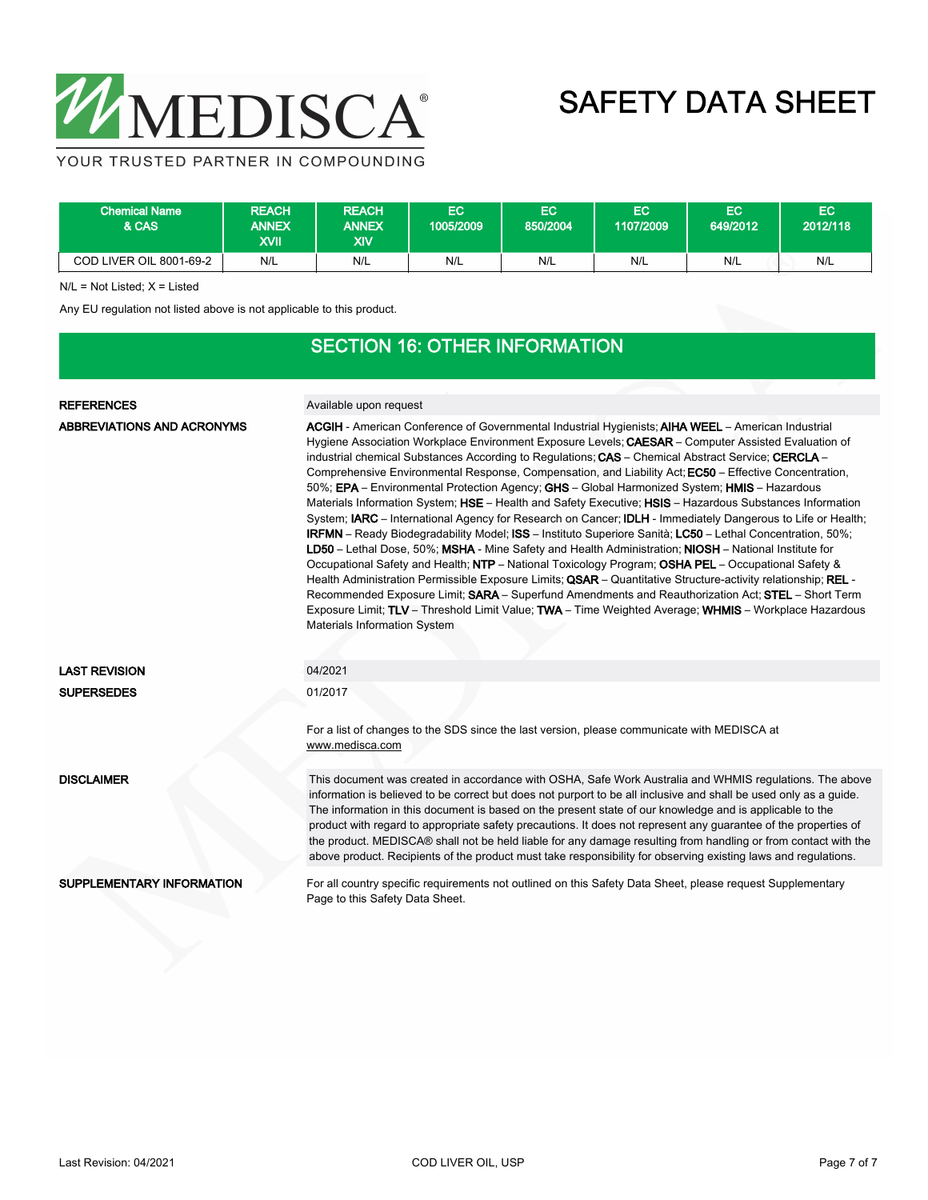| Chemical Name & CAS | REACH ANNEX XVII | REACH ANNEX XIV | EC 1005/2009 | EC 850/2004 | EC 1107/2009 | EC 649/2012 | EC 2012/118 |
|---|---|---|---|---|---|---|---|
| COD LIVER OIL 8001-69-2 | N/L | N/L | N/L | N/L | N/L | N/L | N/L |

N/L = Not Listed; X = Listed

Any EU regulation not listed above is not applicable to this product.

## SECTION 16: OTHER INFORMATION

**REFERENCES**

Available upon request

**ABBREVIATIONS AND ACRONYMS**

**ACGIH** - American Conference of Governmental Industrial Hygienists; **AIHA WEEL** – American Industrial Hygiene Association Workplace Environment Exposure Levels; **CAESAR** – Computer Assisted Evaluation of industrial chemical Substances According to Regulations; **CAS** – Chemical Abstract Service; **CERCLA** – Comprehensive Environmental Response, Compensation, and Liability Act; **EC50** – Effective Concentration, 50%; **EPA** – Environmental Protection Agency; **GHS** – Global Harmonized System; **HMIS** – Hazardous Materials Information System; **HSE** – Health and Safety Executive; **HSIS** – Hazardous Substances Information System; **IARC** – International Agency for Research on Cancer; **IDLH** - Immediately Dangerous to Life or Health; **IRFMN** – Ready Biodegradability Model; **ISS** – Instituto Superiore Sanità; **LC50** – Lethal Concentration, 50%; **LD50** – Lethal Dose, 50%; **MSHA** - Mine Safety and Health Administration; **NIOSH** – National Institute for Occupational Safety and Health; **NTP** – National Toxicology Program; **OSHA PEL** – Occupational Safety & Health Administration Permissible Exposure Limits; **QSAR** – Quantitative Structure-activity relationship; **REL** - Recommended Exposure Limit; **SARA** – Superfund Amendments and Reauthorization Act; **STEL** – Short Term Exposure Limit; **TLV** – Threshold Limit Value; **TWA** – Time Weighted Average; **WHMIS** – Workplace Hazardous Materials Information System

**LAST REVISION**

04/2021

**SUPERSEDES**

01/2017

For a list of changes to the SDS since the last version, please communicate with MEDISCA at www.medisca.com

**DISCLAIMER**

This document was created in accordance with OSHA, Safe Work Australia and WHMIS regulations. The above information is believed to be correct but does not purport to be all inclusive and shall be used only as a guide. The information in this document is based on the present state of our knowledge and is applicable to the product with regard to appropriate safety precautions. It does not represent any guarantee of the properties of the product. MEDISCA® shall not be held liable for any damage resulting from handling or from contact with the above product. Recipients of the product must take responsibility for observing existing laws and regulations.

**SUPPLEMENTARY INFORMATION**

For all country specific requirements not outlined on this Safety Data Sheet, please request Supplementary Page to this Safety Data Sheet.